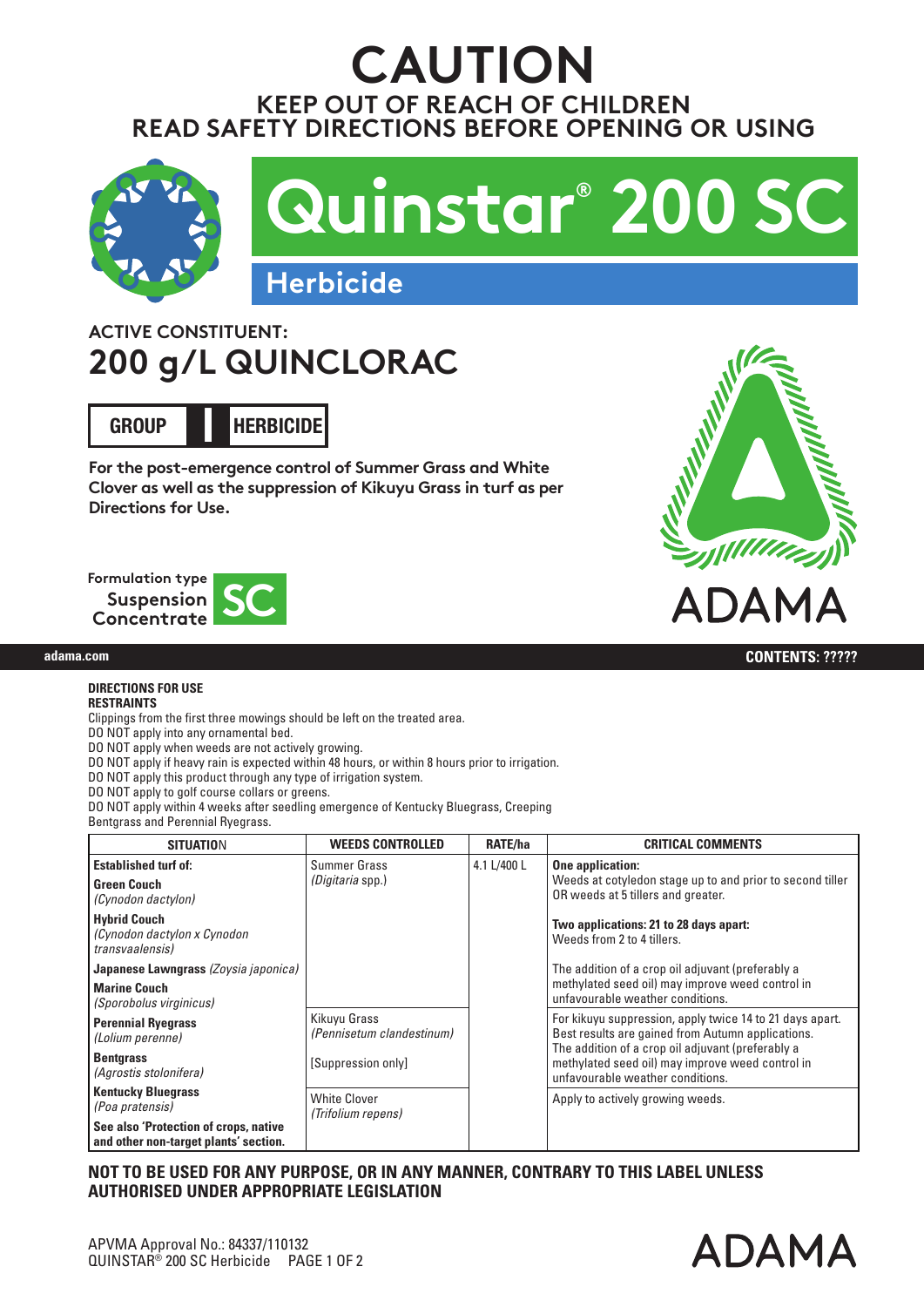# CAUTION

## KEEP OUT OF REACH OF CHILDREN
## READ SAFETY DIRECTIONS BEFORE OPENING OR USING

# Quinstar® 200 SC

## Herbicide

### ACTIVE CONSTITUENT:
## 200 g/L QUINCLORAC

**GROUP I HERBICIDE**

**For the post-emergence control of Summer Grass and White Clover as well as the suppression of Kikuyu Grass in turf as per Directions for Use.**

Formulation type **Suspension Concentrate SC**

ADAMA

adama.com

**CONTENTS: ?????**

### DIRECTIONS FOR USE

**RESTRAINTS**

Clippings from the first three mowings should be left on the treated area.
DO NOT apply into any ornamental bed.
DO NOT apply when weeds are not actively growing.
DO NOT apply if heavy rain is expected within 48 hours, or within 8 hours prior to irrigation.
DO NOT apply this product through any type of irrigation system.
DO NOT apply to golf course collars or greens.
DO NOT apply within 4 weeks after seedling emergence of Kentucky Bluegrass, Creeping Bentgrass and Perennial Ryegrass.

| SITUATION | WEEDS CONTROLLED | RATE/ha | CRITICAL COMMENTS |
|---|---|---|---|
| **Established turf of:**<br>**Green Couch** *(Cynodon dactylon)*<br>**Hybrid Couch** *(Cynodon dactylon x Cynodon transvaalensis)*<br>**Japanese Lawngrass** *(Zoysia japonica)*<br>**Marine Couch** *(Sporobolus virginicus)*<br>**Perennial Ryegrass** *(Lolium perenne)*<br>**Bentgrass** *(Agrostis stolonifera)*<br>**Kentucky Bluegrass** *(Poa pratensis)*<br>**See also 'Protection of crops, native and other non-target plants' section.** | Summer Grass *(Digitaria spp.)* | 4.1 L/400 L | **One application:** Weeds at cotyledon stage up to and prior to second tiller OR weeds at 5 tillers and greater.<br>**Two applications: 21 to 28 days apart:** Weeds from 2 to 4 tillers.<br>The addition of a crop oil adjuvant (preferably a methylated seed oil) may improve weed control in unfavourable weather conditions. |
| | Kikuyu Grass *(Pennisetum clandestinum)*<br>[Suppression only] | | For kikuyu suppression, apply twice 14 to 21 days apart. Best results are gained from Autumn applications. The addition of a crop oil adjuvant (preferably a methylated seed oil) may improve weed control in unfavourable weather conditions. |
| | White Clover *(Trifolium repens)* | | Apply to actively growing weeds. |

**NOT TO BE USED FOR ANY PURPOSE, OR IN ANY MANNER, CONTRARY TO THIS LABEL UNLESS AUTHORISED UNDER APPROPRIATE LEGISLATION**

APVMA Approval No.: 84337/110132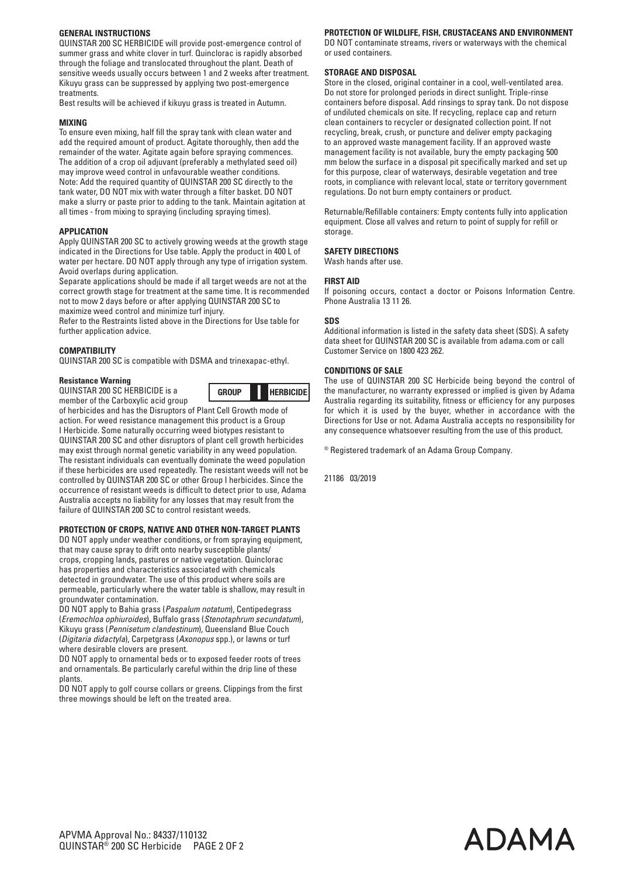## GENERAL INSTRUCTIONS

QUINSTAR 200 SC HERBICIDE will provide post-emergence control of summer grass and white clover in turf. Quinclorac is rapidly absorbed through the foliage and translocated throughout the plant. Death of sensitive weeds usually occurs between 1 and 2 weeks after treatment. Kikuyu grass can be suppressed by applying two post-emergence treatments.

Best results will be achieved if kikuyu grass is treated in Autumn.

## MIXING

To ensure even mixing, half fill the spray tank with clean water and add the required amount of product. Agitate thoroughly, then add the remainder of the water. Agitate again before spraying commences. The addition of a crop oil adjuvant (preferably a methylated seed oil) may improve weed control in unfavourable weather conditions. Note: Add the required quantity of QUINSTAR 200 SC directly to the tank water, DO NOT mix with water through a filter basket. DO NOT make a slurry or paste prior to adding to the tank. Maintain agitation at all times - from mixing to spraying (including spraying times).

## APPLICATION

Apply QUINSTAR 200 SC to actively growing weeds at the growth stage indicated in the Directions for Use table. Apply the product in 400 L of water per hectare. DO NOT apply through any type of irrigation system. Avoid overlaps during application.

Separate applications should be made if all target weeds are not at the correct growth stage for treatment at the same time. It is recommended not to mow 2 days before or after applying QUINSTAR 200 SC to maximize weed control and minimize turf injury.

Refer to the Restraints listed above in the Directions for Use table for further application advice.

## COMPATIBILITY

QUINSTAR 200 SC is compatible with DSMA and trinexapac-ethyl.

### Resistance Warning

**GROUP I HERBICIDE**

QUINSTAR 200 SC HERBICIDE is a member of the Carboxylic acid group of herbicides and has the Disruptors of Plant Cell Growth mode of action. For weed resistance management this product is a Group I Herbicide. Some naturally occurring weed biotypes resistant to QUINSTAR 200 SC and other disruptors of plant cell growth herbicides may exist through normal genetic variability in any weed population. The resistant individuals can eventually dominate the weed population if these herbicides are used repeatedly. The resistant weeds will not be controlled by QUINSTAR 200 SC or other Group I herbicides. Since the occurrence of resistant weeds is difficult to detect prior to use, Adama Australia accepts no liability for any losses that may result from the failure of QUINSTAR 200 SC to control resistant weeds.

## PROTECTION OF CROPS, NATIVE AND OTHER NON-TARGET PLANTS

DO NOT apply under weather conditions, or from spraying equipment, that may cause spray to drift onto nearby susceptible plants/crops, cropping lands, pastures or native vegetation. Quinclorac has properties and characteristics associated with chemicals detected in groundwater. The use of this product where soils are permeable, particularly where the water table is shallow, may result in groundwater contamination.

DO NOT apply to Bahia grass (*Paspalum notatum*), Centipedegrass (*Eremochloa ophiuroides*), Buffalo grass (*Stenotaphrum secundatum*), Kikuyu grass (*Pennisetum clandestinum*), Queensland Blue Couch (*Digitaria didactyla*), Carpetgrass (*Axonopus* spp.), or lawns or turf where desirable clovers are present.

DO NOT apply to ornamental beds or to exposed feeder roots of trees and ornamentals. Be particularly careful within the drip line of these plants.

DO NOT apply to golf course collars or greens. Clippings from the first three mowings should be left on the treated area.

## PROTECTION OF WILDLIFE, FISH, CRUSTACEANS AND ENVIRONMENT

DO NOT contaminate streams, rivers or waterways with the chemical or used containers.

## STORAGE AND DISPOSAL

Store in the closed, original container in a cool, well-ventilated area. Do not store for prolonged periods in direct sunlight. Triple-rinse containers before disposal. Add rinsings to spray tank. Do not dispose of undiluted chemicals on site. If recycling, replace cap and return clean containers to recycler or designated collection point. If not recycling, break, crush, or puncture and deliver empty packaging to an approved waste management facility. If an approved waste management facility is not available, bury the empty packaging 500 mm below the surface in a disposal pit specifically marked and set up for this purpose, clear of waterways, desirable vegetation and tree roots, in compliance with relevant local, state or territory government regulations. Do not burn empty containers or product.

Returnable/Refillable containers: Empty contents fully into application equipment. Close all valves and return to point of supply for refill or storage.

## SAFETY DIRECTIONS

Wash hands after use.

## FIRST AID

If poisoning occurs, contact a doctor or Poisons Information Centre. Phone Australia 13 11 26.

## SDS

Additional information is listed in the safety data sheet (SDS). A safety data sheet for QUINSTAR 200 SC is available from adama.com or call Customer Service on 1800 423 262.

## CONDITIONS OF SALE

The use of QUINSTAR 200 SC Herbicide being beyond the control of the manufacturer, no warranty expressed or implied is given by Adama Australia regarding its suitability, fitness or efficiency for any purposes for which it is used by the buyer, whether in accordance with the Directions for Use or not. Adama Australia accepts no responsibility for any consequence whatsoever resulting from the use of this product.

® Registered trademark of an Adama Group Company.

21186 03/2019

APVMA Approval No.: 84337/110132
QUINSTAR® 200 SC Herbicide

ADAMA